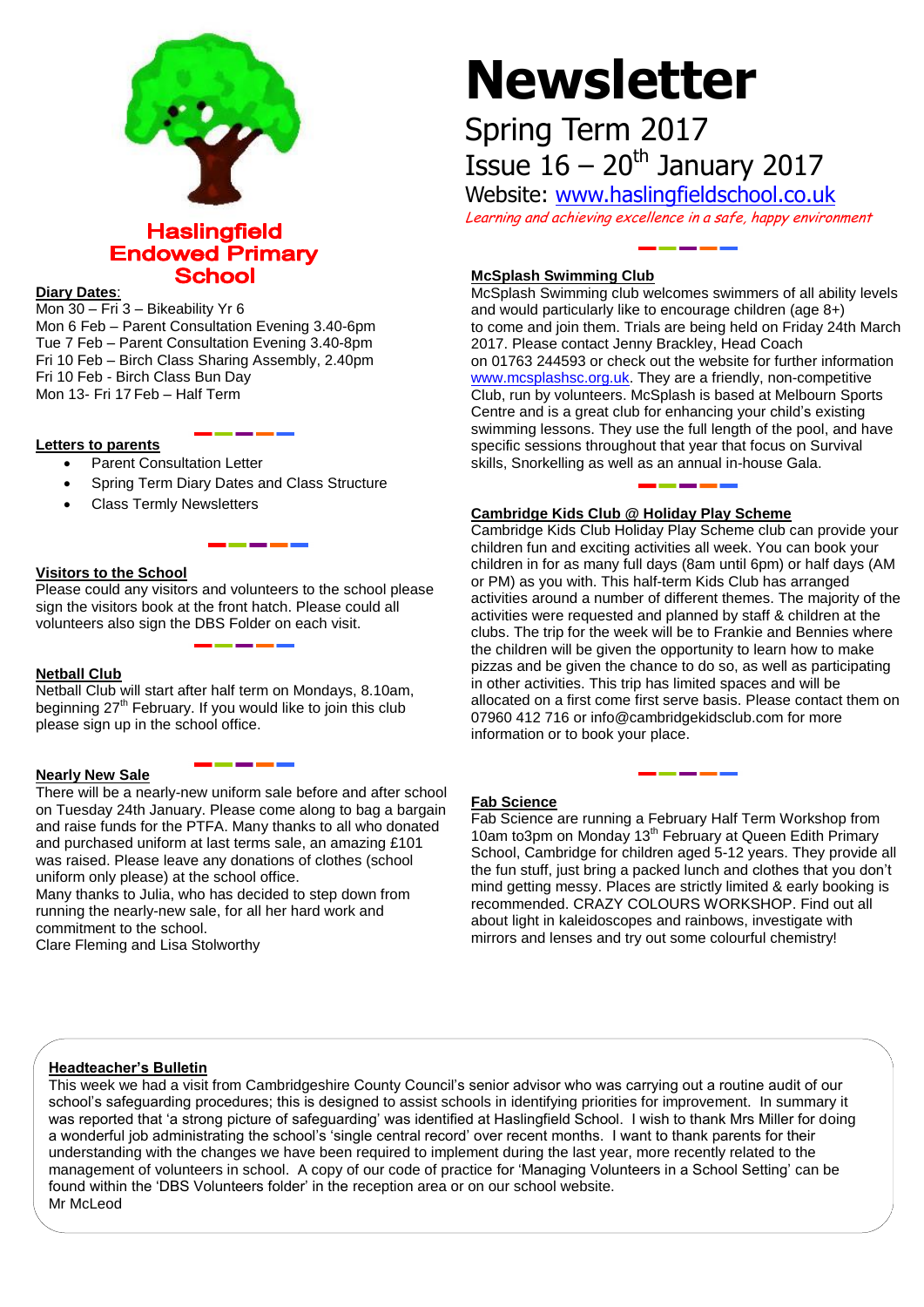# Newsletter

Spring Term 2017

Issue 16 – 20th January 2017

Website: [www.haslingfieldschool.co.uk](http://www.haslingfieldschool.co.uk)

*Learning and achieving excellence in a safe, happy environment*

**Haslingfield Endowed Primary School**

## Diary Dates:

Mon 30 – Fri 3 – Bikeability Yr 6
Mon 6 Feb – Parent Consultation Evening 3.40-6pm
Tue 7 Feb – Parent Consultation Evening 3.40-8pm
Fri 10 Feb – Birch Class Sharing Assembly, 2.40pm
Fri 10 Feb - Birch Class Bun Day
Mon 13- Fri 17 Feb – Half Term

## Letters to parents

- Parent Consultation Letter
- Spring Term Diary Dates and Class Structure
- Class Termly Newsletters

## Visitors to the School

Please could any visitors and volunteers to the school please sign the visitors book at the front hatch. Please could all volunteers also sign the DBS Folder on each visit.

## Netball Club

Netball Club will start after half term on Mondays, 8.10am, beginning 27th February. If you would like to join this club please sign up in the school office.

## Nearly New Sale

There will be a nearly-new uniform sale before and after school on Tuesday 24th January. Please come along to bag a bargain and raise funds for the PTFA. Many thanks to all who donated and purchased uniform at last terms sale, an amazing £101 was raised. Please leave any donations of clothes (school uniform only please) at the school office.
Many thanks to Julia, who has decided to step down from running the nearly-new sale, for all her hard work and commitment to the school.
Clare Fleming and Lisa Stolworthy

## McSplash Swimming Club

McSplash Swimming club welcomes swimmers of all ability levels and would particularly like to encourage children (age 8+) to come and join them. Trials are being held on Friday 24th March 2017. Please contact Jenny Brackley, Head Coach on 01763 244593 or check out the website for further information [www.mcsplashsc.org.uk](http://www.mcsplashsc.org.uk). They are a friendly, non-competitive Club, run by volunteers. McSplash is based at Melbourn Sports Centre and is a great club for enhancing your child's existing swimming lessons. They use the full length of the pool, and have specific sessions throughout that year that focus on Survival skills, Snorkelling as well as an annual in-house Gala.

## Cambridge Kids Club @ Holiday Play Scheme

Cambridge Kids Club Holiday Play Scheme club can provide your children fun and exciting activities all week. You can book your children in for as many full days (8am until 6pm) or half days (AM or PM) as you with. This half-term Kids Club has arranged activities around a number of different themes. The majority of the activities were requested and planned by staff & children at the clubs. The trip for the week will be to Frankie and Bennies where the children will be given the opportunity to learn how to make pizzas and be given the chance to do so, as well as participating in other activities. This trip has limited spaces and will be allocated on a first come first serve basis. Please contact them on 07960 412 716 or info@cambridgekidsclub.com for more information or to book your place.

## Fab Science

Fab Science are running a February Half Term Workshop from 10am to3pm on Monday 13th February at Queen Edith Primary School, Cambridge for children aged 5-12 years. They provide all the fun stuff, just bring a packed lunch and clothes that you don't mind getting messy. Places are strictly limited & early booking is recommended. CRAZY COLOURS WORKSHOP. Find out all about light in kaleidoscopes and rainbows, investigate with mirrors and lenses and try out some colourful chemistry!

## Headteacher's Bulletin

This week we had a visit from Cambridgeshire County Council's senior advisor who was carrying out a routine audit of our school's safeguarding procedures; this is designed to assist schools in identifying priorities for improvement. In summary it was reported that 'a strong picture of safeguarding' was identified at Haslingfield School. I wish to thank Mrs Miller for doing a wonderful job administrating the school's 'single central record' over recent months. I want to thank parents for their understanding with the changes we have been required to implement during the last year, more recently related to the management of volunteers in school. A copy of our code of practice for 'Managing Volunteers in a School Setting' can be found within the 'DBS Volunteers folder' in the reception area or on our school website.
Mr McLeod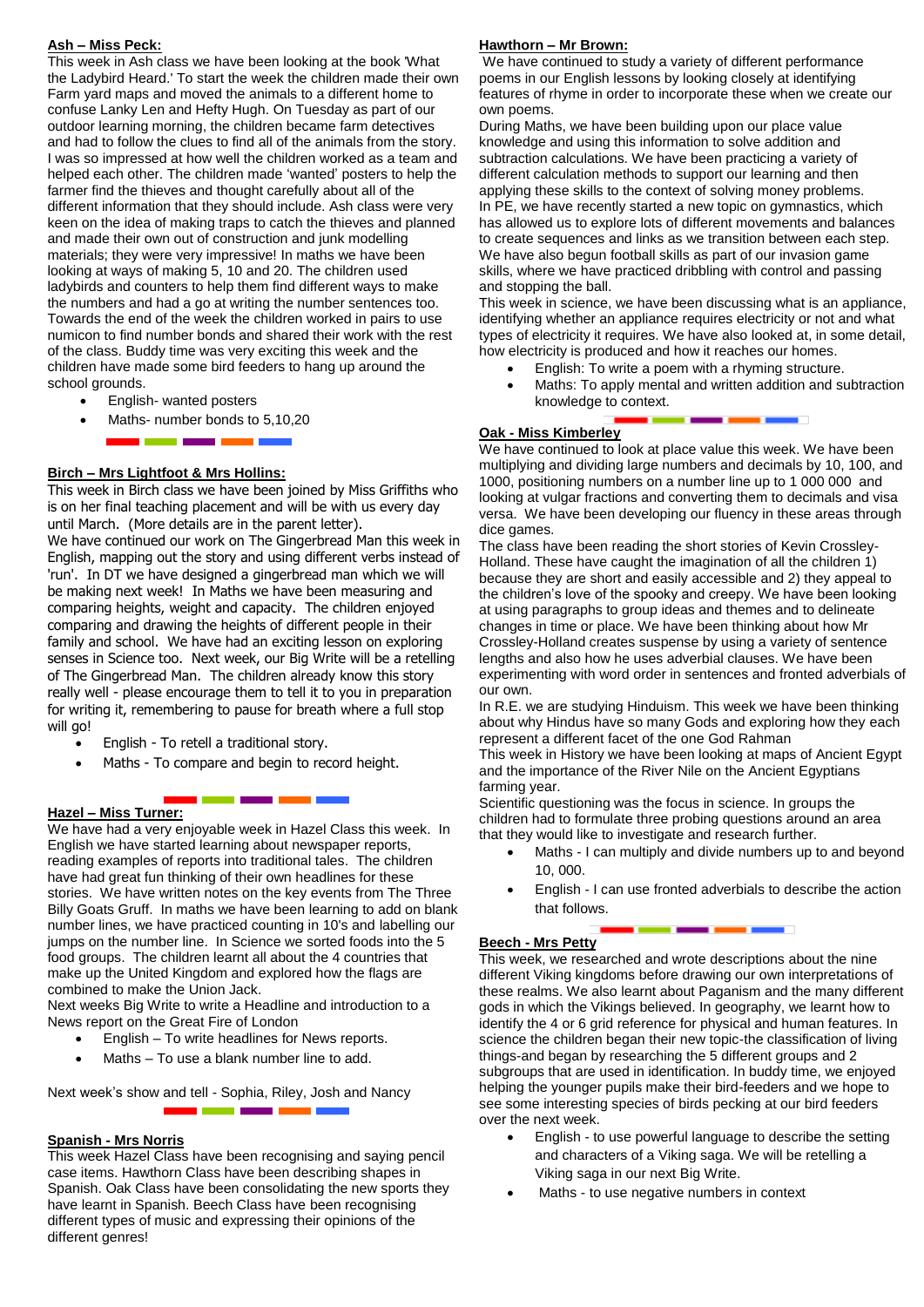## Ash – Miss Peck:

This week in Ash class we have been looking at the book 'What the Ladybird Heard.' To start the week the children made their own Farm yard maps and moved the animals to a different home to confuse Lanky Len and Hefty Hugh. On Tuesday as part of our outdoor learning morning, the children became farm detectives and had to follow the clues to find all of the animals from the story. I was so impressed at how well the children worked as a team and helped each other. The children made 'wanted' posters to help the farmer find the thieves and thought carefully about all of the different information that they should include. Ash class were very keen on the idea of making traps to catch the thieves and planned and made their own out of construction and junk modelling materials; they were very impressive! In maths we have been looking at ways of making 5, 10 and 20. The children used ladybirds and counters to help them find different ways to make the numbers and had a go at writing the number sentences too. Towards the end of the week the children worked in pairs to use numicon to find number bonds and shared their work with the rest of the class. Buddy time was very exciting this week and the children have made some bird feeders to hang up around the school grounds.

- English- wanted posters
- Maths- number bonds to 5,10,20

## Birch – Mrs Lightfoot & Mrs Hollins:

This week in Birch class we have been joined by Miss Griffiths who is on her final teaching placement and will be with us every day until March. (More details are in the parent letter).
We have continued our work on The Gingerbread Man this week in English, mapping out the story and using different verbs instead of 'run'. In DT we have designed a gingerbread man which we will be making next week! In Maths we have been measuring and comparing heights, weight and capacity. The children enjoyed comparing and drawing the heights of different people in their family and school. We have had an exciting lesson on exploring senses in Science too. Next week, our Big Write will be a retelling of The Gingerbread Man. The children already know this story really well - please encourage them to tell it to you in preparation for writing it, remembering to pause for breath where a full stop will go!

- English - To retell a traditional story.
- Maths - To compare and begin to record height.

## Hazel – Miss Turner:

We have had a very enjoyable week in Hazel Class this week. In English we have started learning about newspaper reports, reading examples of reports into traditional tales. The children have had great fun thinking of their own headlines for these stories. We have written notes on the key events from The Three Billy Goats Gruff. In maths we have been learning to add on blank number lines, we have practiced counting in 10's and labelling our jumps on the number line. In Science we sorted foods into the 5 food groups. The children learnt all about the 4 countries that make up the United Kingdom and explored how the flags are combined to make the Union Jack.
Next weeks Big Write to write a Headline and introduction to a News report on the Great Fire of London

- English – To write headlines for News reports.
- Maths – To use a blank number line to add.

Next week's show and tell - Sophia, Riley, Josh and Nancy

## Spanish - Mrs Norris

This week Hazel Class have been recognising and saying pencil case items. Hawthorn Class have been describing shapes in Spanish. Oak Class have been consolidating the new sports they have learnt in Spanish. Beech Class have been recognising different types of music and expressing their opinions of the different genres!

## Hawthorn – Mr Brown:

We have continued to study a variety of different performance poems in our English lessons by looking closely at identifying features of rhyme in order to incorporate these when we create our own poems.
During Maths, we have been building upon our place value knowledge and using this information to solve addition and subtraction calculations. We have been practicing a variety of different calculation methods to support our learning and then applying these skills to the context of solving money problems.
In PE, we have recently started a new topic on gymnastics, which has allowed us to explore lots of different movements and balances to create sequences and links as we transition between each step. We have also begun football skills as part of our invasion game skills, where we have practiced dribbling with control and passing and stopping the ball.
This week in science, we have been discussing what is an appliance, identifying whether an appliance requires electricity or not and what types of electricity it requires. We have also looked at, in some detail, how electricity is produced and how it reaches our homes.

- English: To write a poem with a rhyming structure.
- Maths: To apply mental and written addition and subtraction knowledge to context.

## Oak - Miss Kimberley

We have continued to look at place value this week. We have been multiplying and dividing large numbers and decimals by 10, 100, and 1000, positioning numbers on a number line up to 1 000 000 and looking at vulgar fractions and converting them to decimals and visa versa. We have been developing our fluency in these areas through dice games.
The class have been reading the short stories of Kevin Crossley-Holland. These have caught the imagination of all the children 1) because they are short and easily accessible and 2) they appeal to the children's love of the spooky and creepy. We have been looking at using paragraphs to group ideas and themes and to delineate changes in time or place. We have been thinking about how Mr Crossley-Holland creates suspense by using a variety of sentence lengths and also how he uses adverbial clauses. We have been experimenting with word order in sentences and fronted adverbials of our own.
In R.E. we are studying Hinduism. This week we have been thinking about why Hindus have so many Gods and exploring how they each represent a different facet of the one God Rahman
This week in History we have been looking at maps of Ancient Egypt and the importance of the River Nile on the Ancient Egyptians farming year.
Scientific questioning was the focus in science. In groups the children had to formulate three probing questions around an area that they would like to investigate and research further.

- Maths - I can multiply and divide numbers up to and beyond 10, 000.
- English - I can use fronted adverbials to describe the action that follows.

## Beech - Mrs Petty

This week, we researched and wrote descriptions about the nine different Viking kingdoms before drawing our own interpretations of these realms. We also learnt about Paganism and the many different gods in which the Vikings believed. In geography, we learnt how to identify the 4 or 6 grid reference for physical and human features. In science the children began their new topic-the classification of living things-and began by researching the 5 different groups and 2 subgroups that are used in identification. In buddy time, we enjoyed helping the younger pupils make their bird-feeders and we hope to see some interesting species of birds pecking at our bird feeders over the next week.

- English - to use powerful language to describe the setting and characters of a Viking saga. We will be retelling a Viking saga in our next Big Write.
- Maths - to use negative numbers in context